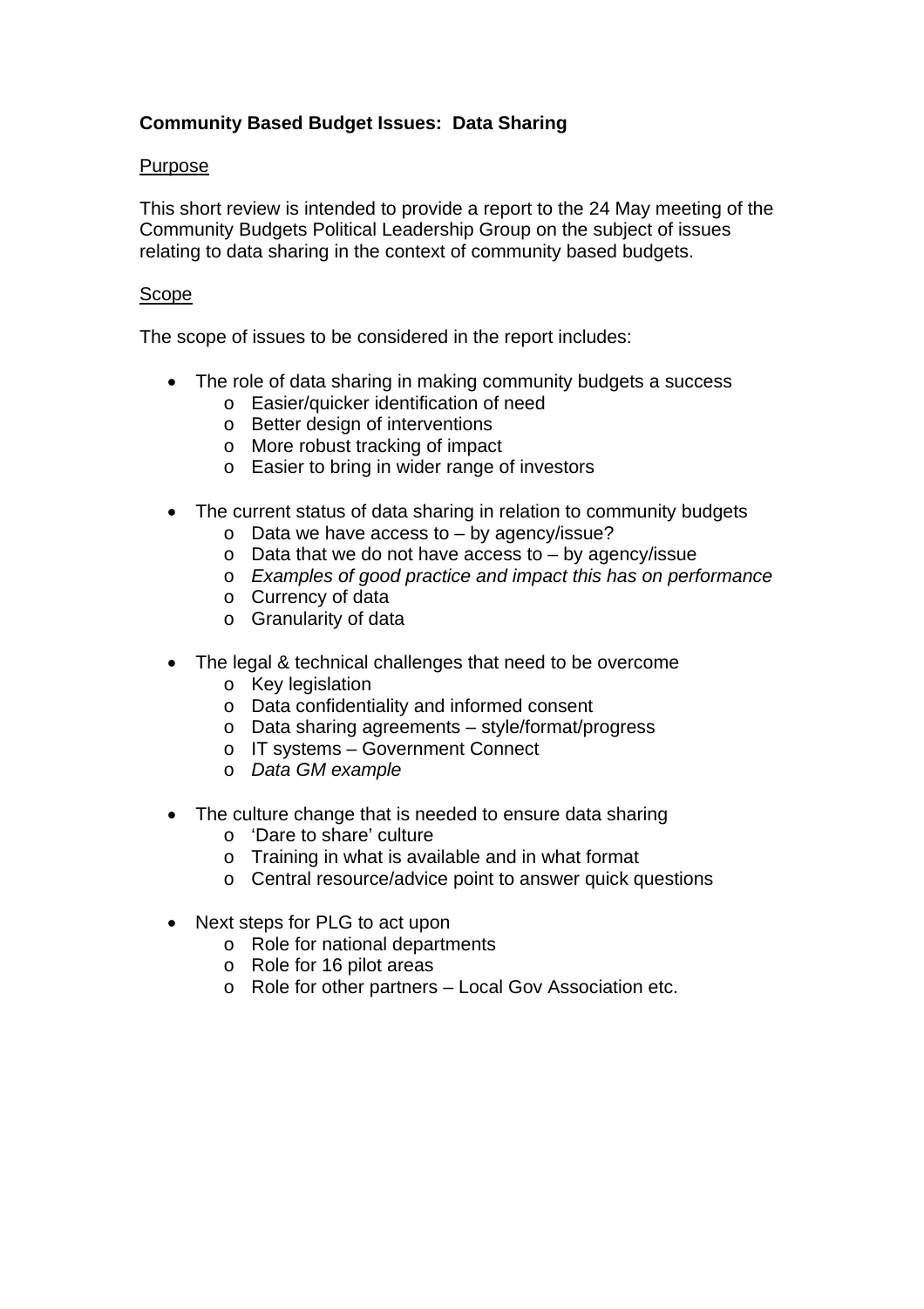**Community Based Budget Issues: Data Sharing**

Purpose

This short review is intended to provide a report to the 24 May meeting of the Community Budgets Political Leadership Group on the subject of issues relating to data sharing in the context of community based budgets.

Scope

The scope of issues to be considered in the report includes:

- The role of data sharing in making community budgets a success
    - Easier/quicker identification of need
    - Better design of interventions
    - More robust tracking of impact
    - Easier to bring in wider range of investors

- The current status of data sharing in relation to community budgets
    - Data we have access to – by agency/issue?
    - Data that we do not have access to – by agency/issue
    - *Examples of good practice and impact this has on performance*
    - Currency of data
    - Granularity of data

- The legal & technical challenges that need to be overcome
    - Key legislation
    - Data confidentiality and informed consent
    - Data sharing agreements – style/format/progress
    - IT systems – Government Connect
    - *Data GM example*

- The culture change that is needed to ensure data sharing
    - 'Dare to share' culture
    - Training in what is available and in what format
    - Central resource/advice point to answer quick questions

- Next steps for PLG to act upon
    - Role for national departments
    - Role for 16 pilot areas
    - Role for other partners – Local Gov Association etc.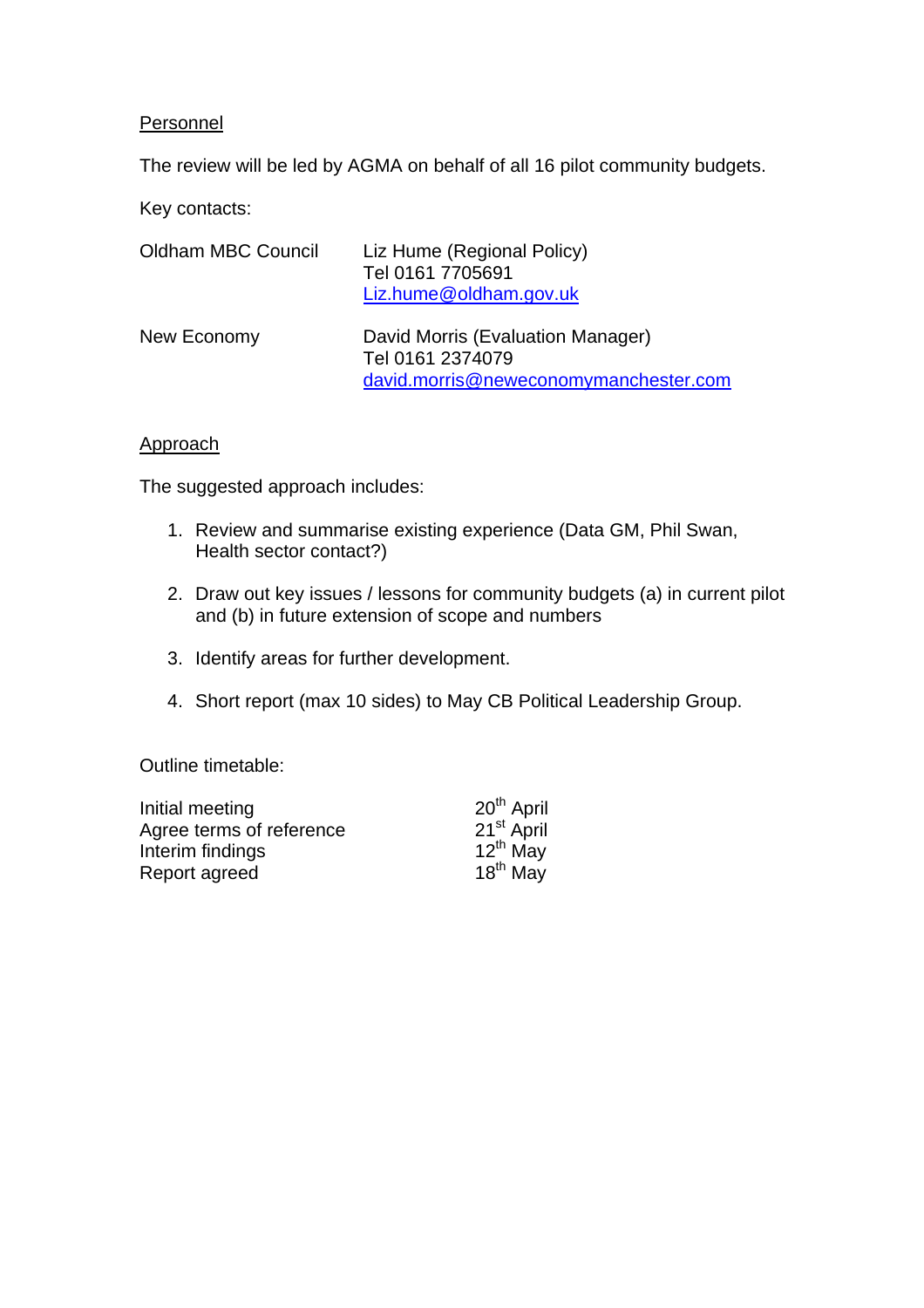Personnel

The review will be led by AGMA on behalf of all 16 pilot community budgets.

Key contacts:

| | |
|---|---|
| Oldham MBC Council | Liz Hume (Regional Policy)<br>Tel 0161 7705691<br>Liz.hume@oldham.gov.uk |
| New Economy | David Morris (Evaluation Manager)<br>Tel 0161 2374079<br>david.morris@neweconomymanchester.com |

Approach

The suggested approach includes:

1. Review and summarise existing experience (Data GM, Phil Swan, Health sector contact?)

2. Draw out key issues / lessons for community budgets (a) in current pilot and (b) in future extension of scope and numbers

3. Identify areas for further development.

4. Short report (max 10 sides) to May CB Political Leadership Group.

Outline timetable:

| | |
|---|---|
| Initial meeting | 20th April |
| Agree terms of reference | 21st April |
| Interim findings | 12th May |
| Report agreed | 18th May |